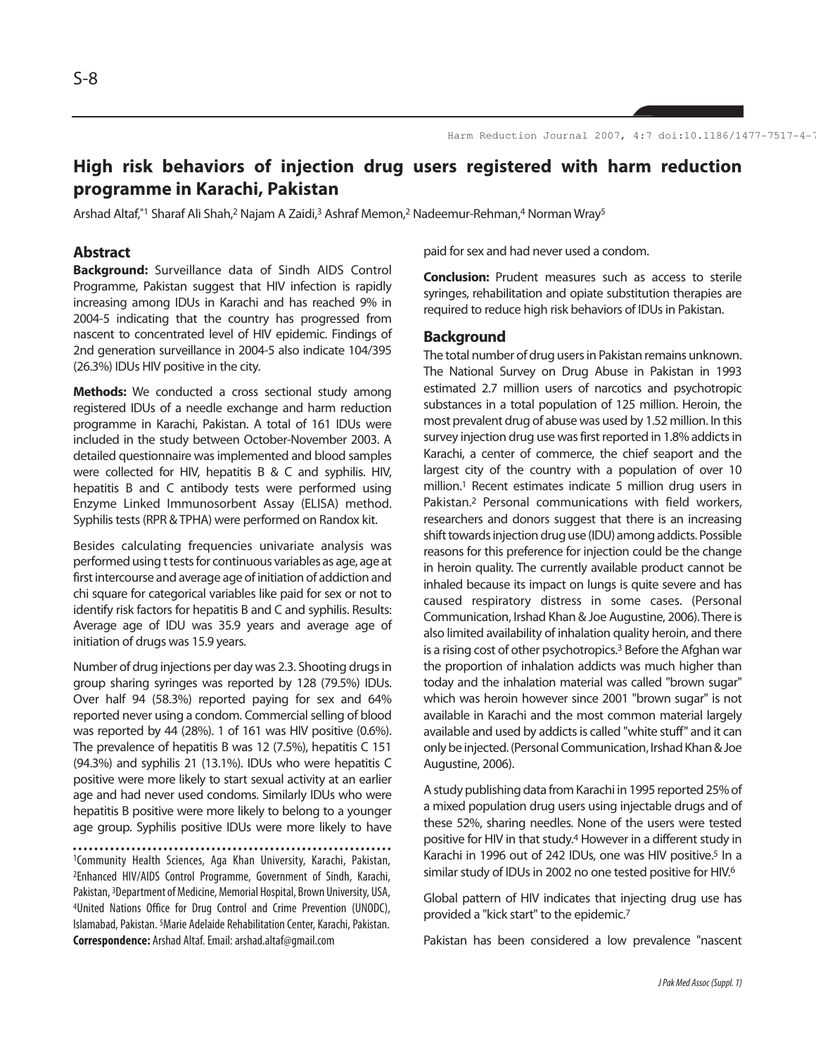# High risk behaviors of injection drug users registered with harm reduction programme in Karachi, Pakistan

Arshad Altaf,*[1] Sharaf Ali Shah,[2] Najam A Zaidi,[3] Ashraf Memon,[2] Nadeemur-Rehman,[4] Norman Wray[5]

## Abstract

**Background:** Surveillance data of Sindh AIDS Control Programme, Pakistan suggest that HIV infection is rapidly increasing among IDUs in Karachi and has reached 9% in 2004-5 indicating that the country has progressed from nascent to concentrated level of HIV epidemic. Findings of 2nd generation surveillance in 2004-5 also indicate 104/395 (26.3%) IDUs HIV positive in the city.

**Methods:** We conducted a cross sectional study among registered IDUs of a needle exchange and harm reduction programme in Karachi, Pakistan. A total of 161 IDUs were included in the study between October-November 2003. A detailed questionnaire was implemented and blood samples were collected for HIV, hepatitis B & C and syphilis. HIV, hepatitis B and C antibody tests were performed using Enzyme Linked Immunosorbent Assay (ELISA) method. Syphilis tests (RPR & TPHA) were performed on Randox kit.

Besides calculating frequencies univariate analysis was performed using t tests for continuous variables as age, age at first intercourse and average age of initiation of addiction and chi square for categorical variables like paid for sex or not to identify risk factors for hepatitis B and C and syphilis. Results: Average age of IDU was 35.9 years and average age of initiation of drugs was 15.9 years.

Number of drug injections per day was 2.3. Shooting drugs in group sharing syringes was reported by 128 (79.5%) IDUs. Over half 94 (58.3%) reported paying for sex and 64% reported never using a condom. Commercial selling of blood was reported by 44 (28%). 1 of 161 was HIV positive (0.6%). The prevalence of hepatitis B was 12 (7.5%), hepatitis C 151 (94.3%) and syphilis 21 (13.1%). IDUs who were hepatitis C positive were more likely to start sexual activity at an earlier age and had never used condoms. Similarly IDUs who were hepatitis B positive were more likely to belong to a younger age group. Syphilis positive IDUs were more likely to have paid for sex and had never used a condom.

**Conclusion:** Prudent measures such as access to sterile syringes, rehabilitation and opiate substitution therapies are required to reduce high risk behaviors of IDUs in Pakistan.

## Background

The total number of drug users in Pakistan remains unknown. The National Survey on Drug Abuse in Pakistan in 1993 estimated 2.7 million users of narcotics and psychotropic substances in a total population of 125 million. Heroin, the most prevalent drug of abuse was used by 1.52 million. In this survey injection drug use was first reported in 1.8% addicts in Karachi, a center of commerce, the chief seaport and the largest city of the country with a population of over 10 million.[1] Recent estimates indicate 5 million drug users in Pakistan.[2] Personal communications with field workers, researchers and donors suggest that there is an increasing shift towards injection drug use (IDU) among addicts. Possible reasons for this preference for injection could be the change in heroin quality. The currently available product cannot be inhaled because its impact on lungs is quite severe and has caused respiratory distress in some cases. (Personal Communication, Irshad Khan & Joe Augustine, 2006). There is also limited availability of inhalation quality heroin, and there is a rising cost of other psychotropics.[3] Before the Afghan war the proportion of inhalation addicts was much higher than today and the inhalation material was called "brown sugar" which was heroin however since 2001 "brown sugar" is not available in Karachi and the most common material largely available and used by addicts is called "white stuff" and it can only be injected. (Personal Communication, Irshad Khan & Joe Augustine, 2006).

A study publishing data from Karachi in 1995 reported 25% of a mixed population drug users using injectable drugs and of these 52%, sharing needles. None of the users were tested positive for HIV in that study.[4] However in a different study in Karachi in 1996 out of 242 IDUs, one was HIV positive.[5] In a similar study of IDUs in 2002 no one tested positive for HIV.[6]

Global pattern of HIV indicates that injecting drug use has provided a "kick start" to the epidemic.[7]

Pakistan has been considered a low prevalence "nascent

[1]Community Health Sciences, Aga Khan University, Karachi, Pakistan, [2]Enhanced HIV/AIDS Control Programme, Government of Sindh, Karachi, Pakistan, [3]Department of Medicine, Memorial Hospital, Brown University, USA, [4]United Nations Office for Drug Control and Crime Prevention (UNODC), Islamabad, Pakistan. [5]Marie Adelaide Rehabilitation Center, Karachi, Pakistan.
**Correspondence:** Arshad Altaf. Email: arshad.altaf@gmail.com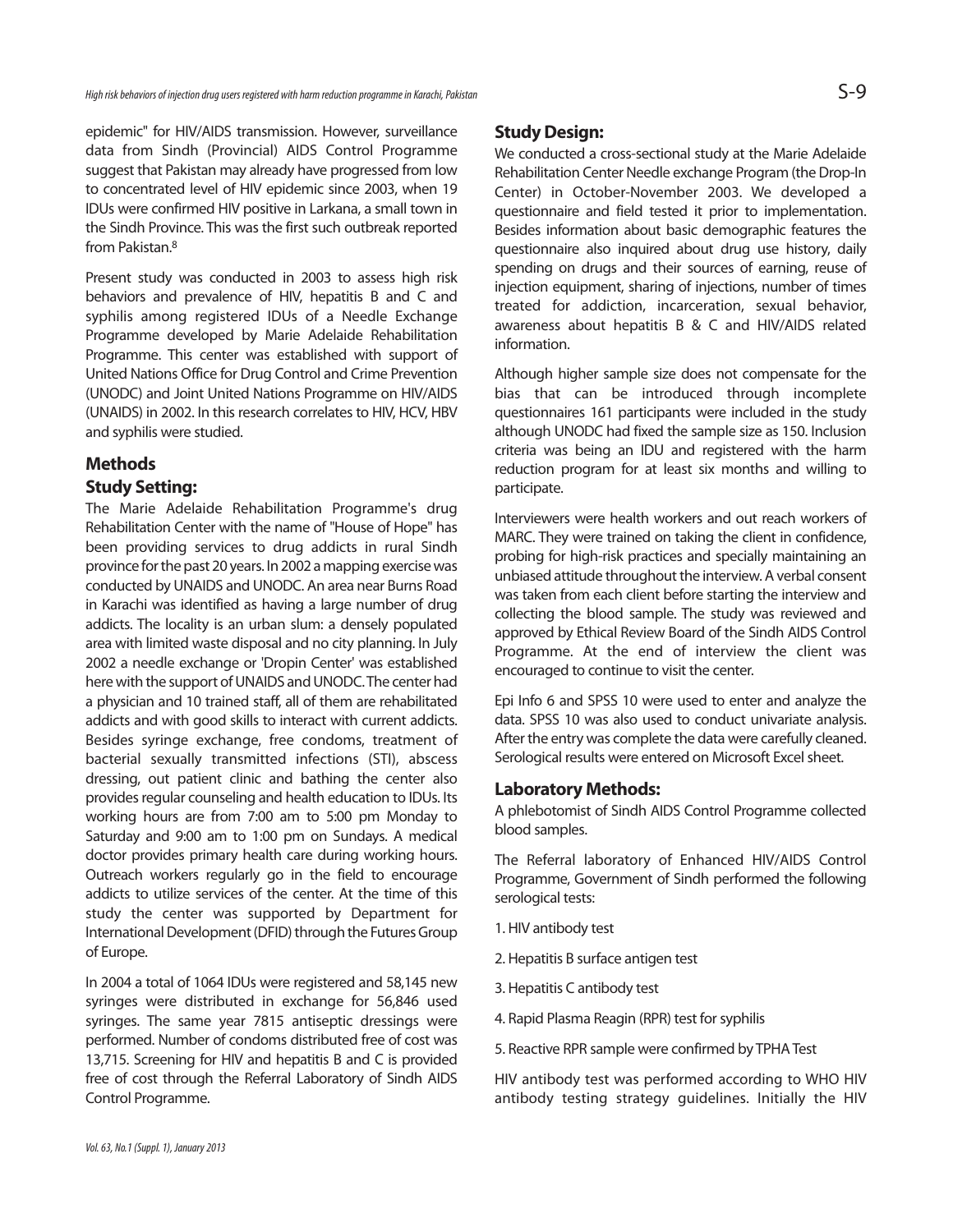epidemic" for HIV/AIDS transmission. However, surveillance data from Sindh (Provincial) AIDS Control Programme suggest that Pakistan may already have progressed from low to concentrated level of HIV epidemic since 2003, when 19 IDUs were confirmed HIV positive in Larkana, a small town in the Sindh Province. This was the first such outbreak reported from Pakistan.[8]

Present study was conducted in 2003 to assess high risk behaviors and prevalence of HIV, hepatitis B and C and syphilis among registered IDUs of a Needle Exchange Programme developed by Marie Adelaide Rehabilitation Programme. This center was established with support of United Nations Office for Drug Control and Crime Prevention (UNODC) and Joint United Nations Programme on HIV/AIDS (UNAIDS) in 2002. In this research correlates to HIV, HCV, HBV and syphilis were studied.

## Methods

### Study Setting:

The Marie Adelaide Rehabilitation Programme's drug Rehabilitation Center with the name of "House of Hope" has been providing services to drug addicts in rural Sindh province for the past 20 years. In 2002 a mapping exercise was conducted by UNAIDS and UNODC. An area near Burns Road in Karachi was identified as having a large number of drug addicts. The locality is an urban slum: a densely populated area with limited waste disposal and no city planning. In July 2002 a needle exchange or 'Dropin Center' was established here with the support of UNAIDS and UNODC. The center had a physician and 10 trained staff, all of them are rehabilitated addicts and with good skills to interact with current addicts. Besides syringe exchange, free condoms, treatment of bacterial sexually transmitted infections (STI), abscess dressing, out patient clinic and bathing the center also provides regular counseling and health education to IDUs. Its working hours are from 7:00 am to 5:00 pm Monday to Saturday and 9:00 am to 1:00 pm on Sundays. A medical doctor provides primary health care during working hours. Outreach workers regularly go in the field to encourage addicts to utilize services of the center. At the time of this study the center was supported by Department for International Development (DFID) through the Futures Group of Europe.

In 2004 a total of 1064 IDUs were registered and 58,145 new syringes were distributed in exchange for 56,846 used syringes. The same year 7815 antiseptic dressings were performed. Number of condoms distributed free of cost was 13,715. Screening for HIV and hepatitis B and C is provided free of cost through the Referral Laboratory of Sindh AIDS Control Programme.

### Study Design:

We conducted a cross-sectional study at the Marie Adelaide Rehabilitation Center Needle exchange Program (the Drop-In Center) in October-November 2003. We developed a questionnaire and field tested it prior to implementation. Besides information about basic demographic features the questionnaire also inquired about drug use history, daily spending on drugs and their sources of earning, reuse of injection equipment, sharing of injections, number of times treated for addiction, incarceration, sexual behavior, awareness about hepatitis B & C and HIV/AIDS related information.

Although higher sample size does not compensate for the bias that can be introduced through incomplete questionnaires 161 participants were included in the study although UNODC had fixed the sample size as 150. Inclusion criteria was being an IDU and registered with the harm reduction program for at least six months and willing to participate.

Interviewers were health workers and out reach workers of MARC. They were trained on taking the client in confidence, probing for high-risk practices and specially maintaining an unbiased attitude throughout the interview. A verbal consent was taken from each client before starting the interview and collecting the blood sample. The study was reviewed and approved by Ethical Review Board of the Sindh AIDS Control Programme. At the end of interview the client was encouraged to continue to visit the center.

Epi Info 6 and SPSS 10 were used to enter and analyze the data. SPSS 10 was also used to conduct univariate analysis. After the entry was complete the data were carefully cleaned. Serological results were entered on Microsoft Excel sheet.

### Laboratory Methods:

A phlebotomist of Sindh AIDS Control Programme collected blood samples.

The Referral laboratory of Enhanced HIV/AIDS Control Programme, Government of Sindh performed the following serological tests:

1. HIV antibody test
2. Hepatitis B surface antigen test
3. Hepatitis C antibody test
4. Rapid Plasma Reagin (RPR) test for syphilis
5. Reactive RPR sample were confirmed by TPHA Test

HIV antibody test was performed according to WHO HIV antibody testing strategy guidelines. Initially the HIV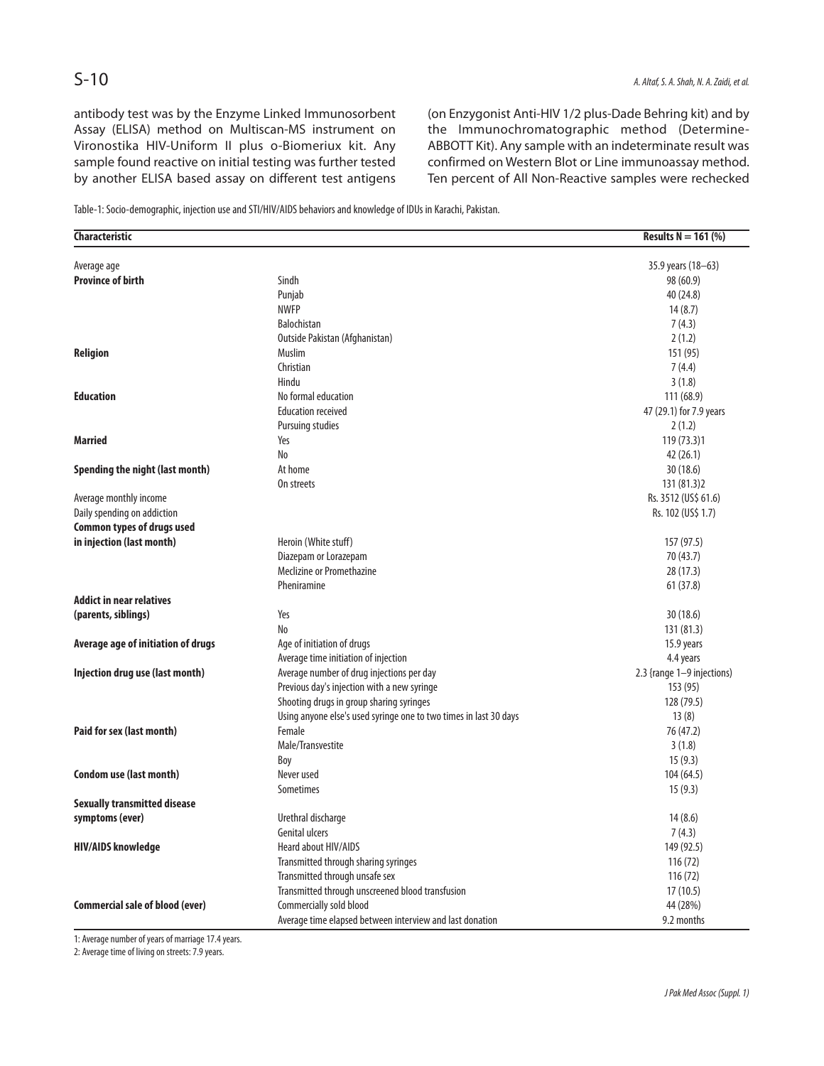antibody test was by the Enzyme Linked Immunosorbent Assay (ELISA) method on Multiscan-MS instrument on Vironostika HIV-Uniform II plus o-Biomeriux kit. Any sample found reactive on initial testing was further tested by another ELISA based assay on different test antigens (on Enzygonist Anti-HIV 1/2 plus-Dade Behring kit) and by the Immunochromatographic method (Determine-ABBOTT Kit). Any sample with an indeterminate result was confirmed on Western Blot or Line immunoassay method. Ten percent of All Non-Reactive samples were rechecked

Table-1: Socio-demographic, injection use and STI/HIV/AIDS behaviors and knowledge of IDUs in Karachi, Pakistan.

| Characteristic | | Results N = 161 (%) |
|---|---|---|
| Average age | | 35.9 years (18—63) |
| **Province of birth** | Sindh | 98 (60.9) |
| | Punjab | 40 (24.8) |
| | NWFP | 14 (8.7) |
| | Balochistan | 7 (4.3) |
| | Outside Pakistan (Afghanistan) | 2 (1.2) |
| **Religion** | Muslim | 151 (95) |
| | Christian | 7 (4.4) |
| | Hindu | 3 (1.8) |
| **Education** | No formal education | 111 (68.9) |
| | Education received | 47 (29.1) for 7.9 years |
| | Pursuing studies | 2 (1.2) |
| **Married** | Yes | 119 (73.3)1 |
| | No | 42 (26.1) |
| **Spending the night (last month)** | At home | 30 (18.6) |
| | On streets | 131 (81.3)2 |
| Average monthly income | | Rs. 3512 (US$ 61.6) |
| Daily spending on addiction | | Rs. 102 (US$ 1.7) |
| **Common types of drugs used in injection (last month)** | Heroin (White stuff) | 157 (97.5) |
| | Diazepam or Lorazepam | 70 (43.7) |
| | Meclizine or Promethazine | 28 (17.3) |
| | Pheniramine | 61 (37.8) |
| **Addict in near relatives (parents, siblings)** | Yes | 30 (18.6) |
| | No | 131 (81.3) |
| **Average age of initiation of drugs** | Age of initiation of drugs | 15.9 years |
| | Average time initiation of injection | 4.4 years |
| **Injection drug use (last month)** | Average number of drug injections per day | 2.3 {range 1—9 injections) |
| | Previous day's injection with a new syringe | 153 (95) |
| | Shooting drugs in group sharing syringes | 128 (79.5) |
| | Using anyone else's used syringe one to two times in last 30 days | 13 (8) |
| **Paid for sex (last month)** | Female | 76 (47.2) |
| | Male/Transvestite | 3 (1.8) |
| | Boy | 15 (9.3) |
| **Condom use (last month)** | Never used | 104 (64.5) |
| | Sometimes | 15 (9.3) |
| **Sexually transmitted disease symptoms (ever)** | Urethral discharge | 14 (8.6) |
| | Genital ulcers | 7 (4.3) |
| **HIV/AIDS knowledge** | Heard about HIV/AIDS | 149 (92.5) |
| | Transmitted through sharing syringes | 116 (72) |
| | Transmitted through unsafe sex | 116 (72) |
| | Transmitted through unscreened blood transfusion | 17 (10.5) |
| **Commercial sale of blood (ever)** | Commercially sold blood | 44 (28%) |
| | Average time elapsed between interview and last donation | 9.2 months |

1: Average number of years of marriage 17.4 years.

2: Average time of living on streets: 7.9 years.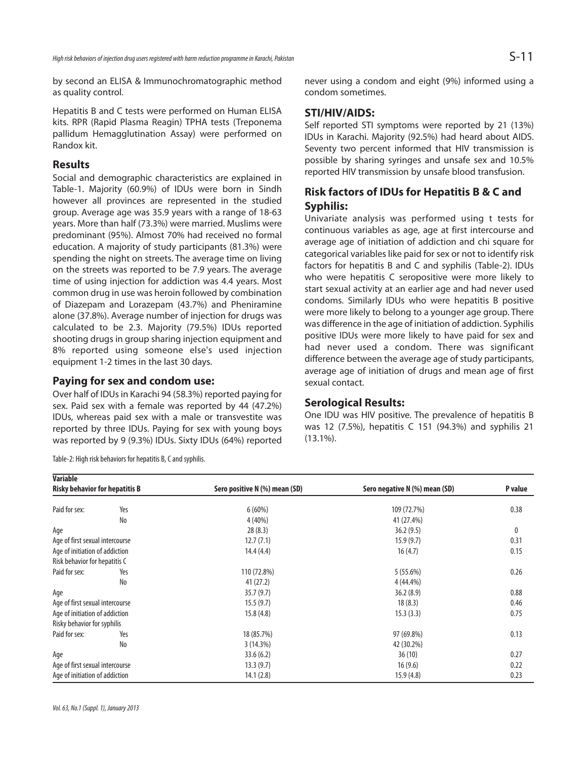by second an ELISA & Immunochromatographic method as quality control.

Hepatitis B and C tests were performed on Human ELISA kits. RPR (Rapid Plasma Reagin) TPHA tests (Treponema pallidum Hemagglutination Assay) were performed on Randox kit.

## Results

Social and demographic characteristics are explained in Table-1. Majority (60.9%) of IDUs were born in Sindh however all provinces are represented in the studied group. Average age was 35.9 years with a range of 18-63 years. More than half (73.3%) were married. Muslims were predominant (95%). Almost 70% had received no formal education. A majority of study participants (81.3%) were spending the night on streets. The average time on living on the streets was reported to be 7.9 years. The average time of using injection for addiction was 4.4 years. Most common drug in use was heroin followed by combination of Diazepam and Lorazepam (43.7%) and Pheniramine alone (37.8%). Average number of injection for drugs was calculated to be 2.3. Majority (79.5%) IDUs reported shooting drugs in group sharing injection equipment and 8% reported using someone else's used injection equipment 1-2 times in the last 30 days.

## Paying for sex and condom use:

Over half of IDUs in Karachi 94 (58.3%) reported paying for sex. Paid sex with a female was reported by 44 (47.2%) IDUs, whereas paid sex with a male or transvestite was reported by three IDUs. Paying for sex with young boys was reported by 9 (9.3%) IDUs. Sixty IDUs (64%) reported never using a condom and eight (9%) informed using a condom sometimes.

## STI/HIV/AIDS:

Self reported STI symptoms were reported by 21 (13%) IDUs in Karachi. Majority (92.5%) had heard about AIDS. Seventy two percent informed that HIV transmission is possible by sharing syringes and unsafe sex and 10.5% reported HIV transmission by unsafe blood transfusion.

## Risk factors of IDUs for Hepatitis B & C and Syphilis:

Univariate analysis was performed using t tests for continuous variables as age, age at first intercourse and average age of initiation of addiction and chi square for categorical variables like paid for sex or not to identify risk factors for hepatitis B and C and syphilis (Table-2). IDUs who were hepatitis C seropositive were more likely to start sexual activity at an earlier age and had never used condoms. Similarly IDUs who were hepatitis B positive were more likely to belong to a younger age group. There was difference in the age of initiation of addiction. Syphilis positive IDUs were more likely to have paid for sex and had never used a condom. There was significant difference between the average age of study participants, average age of initiation of drugs and mean age of first sexual contact.

## Serological Results:

One IDU was HIV positive. The prevalence of hepatitis B was 12 (7.5%), hepatitis C 151 (94.3%) and syphilis 21 (13.1%).

Table-2: High risk behaviors for hepatitis B, C and syphilis.

| Variable | | | | |
|---|---|---|---|---|
| **Risky behavior for hepatitis B** | | **Sero positive N (%) mean (SD)** | **Sero negative N (%) mean (SD)** | **P value** |
| Paid for sex: | Yes | 6 (60%) | 109 (72.7%) | 0.38 |
| | No | 4 (40%) | 41 (27.4%) | |
| Age | | 28 (8.3) | 36.2 (9.5) | 0 |
| Age of first sexual intercourse | | 12.7 (7.1) | 15.9 (9.7) | 0.31 |
| Age of initiation of addiction | | 14.4 (4.4) | 16 (4.7) | 0.15 |
| Risk behavior for hepatitis C | | | | |
| Paid for sex: | Yes | 110 (72.8%) | 5 (55.6%) | 0.26 |
| | No | 41 (27.2) | 4 (44.4%) | |
| Age | | 35.7 (9.7) | 36.2 (8.9) | 0.88 |
| Age of first sexual intercourse | | 15.5 (9.7) | 18 (8.3) | 0.46 |
| Age of initiation of addiction | | 15.8 (4.8) | 15.3 (3.3) | 0.75 |
| Risky behavior for syphilis | | | | |
| Paid for sex: | Yes | 18 (85.7%) | 97 (69.8%) | 0.13 |
| | No | 3 (14.3%) | 42 (30.2%) | |
| Age | | 33.6 (6.2) | 36 (10) | 0.27 |
| Age of first sexual intercourse | | 13.3 (9.7) | 16 (9.6) | 0.22 |
| Age of initiation of addiction | | 14.1 (2.8) | 15.9 (4.8) | 0.23 |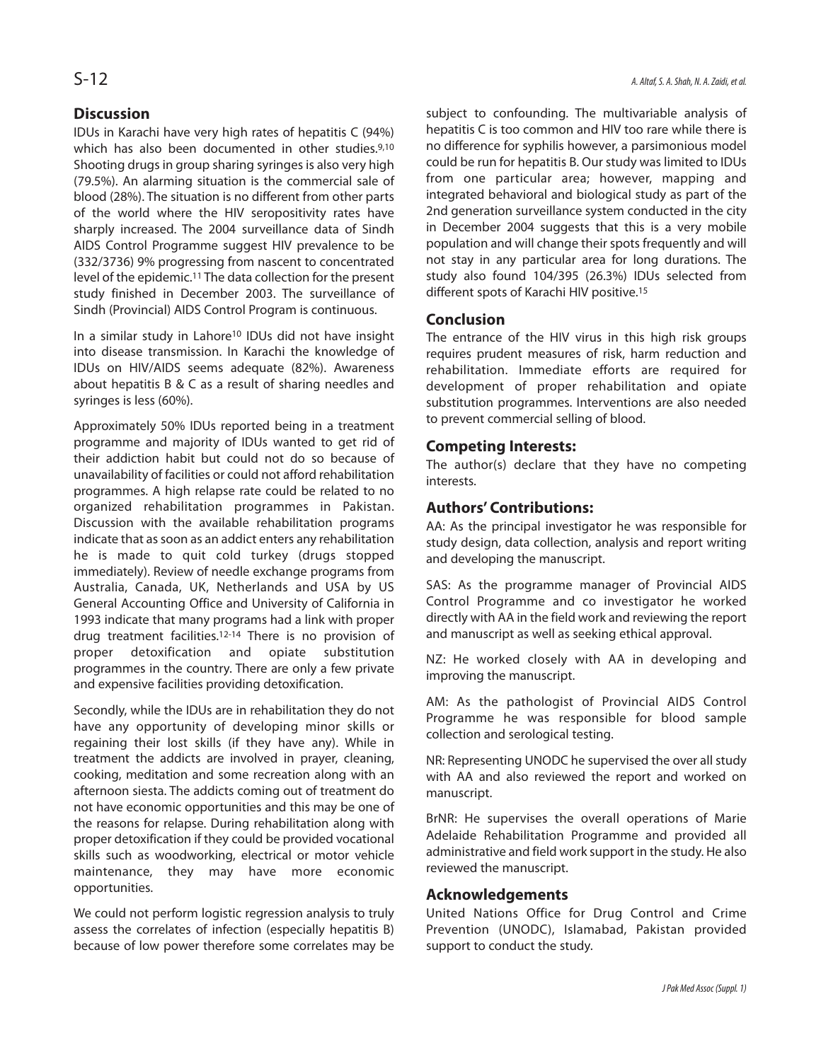## Discussion

IDUs in Karachi have very high rates of hepatitis C (94%) which has also been documented in other studies.[9,10] Shooting drugs in group sharing syringes is also very high (79.5%). An alarming situation is the commercial sale of blood (28%). The situation is no different from other parts of the world where the HIV seropositivity rates have sharply increased. The 2004 surveillance data of Sindh AIDS Control Programme suggest HIV prevalence to be (332/3736) 9% progressing from nascent to concentrated level of the epidemic.[11] The data collection for the present study finished in December 2003. The surveillance of Sindh (Provincial) AIDS Control Program is continuous.

In a similar study in Lahore[10] IDUs did not have insight into disease transmission. In Karachi the knowledge of IDUs on HIV/AIDS seems adequate (82%). Awareness about hepatitis B & C as a result of sharing needles and syringes is less (60%).

Approximately 50% IDUs reported being in a treatment programme and majority of IDUs wanted to get rid of their addiction habit but could not do so because of unavailability of facilities or could not afford rehabilitation programmes. A high relapse rate could be related to no organized rehabilitation programmes in Pakistan. Discussion with the available rehabilitation programs indicate that as soon as an addict enters any rehabilitation he is made to quit cold turkey (drugs stopped immediately). Review of needle exchange programs from Australia, Canada, UK, Netherlands and USA by US General Accounting Office and University of California in 1993 indicate that many programs had a link with proper drug treatment facilities.[12-14] There is no provision of proper detoxification and opiate substitution programmes in the country. There are only a few private and expensive facilities providing detoxification.

Secondly, while the IDUs are in rehabilitation they do not have any opportunity of developing minor skills or regaining their lost skills (if they have any). While in treatment the addicts are involved in prayer, cleaning, cooking, meditation and some recreation along with an afternoon siesta. The addicts coming out of treatment do not have economic opportunities and this may be one of the reasons for relapse. During rehabilitation along with proper detoxification if they could be provided vocational skills such as woodworking, electrical or motor vehicle maintenance, they may have more economic opportunities.

We could not perform logistic regression analysis to truly assess the correlates of infection (especially hepatitis B) because of low power therefore some correlates may be subject to confounding. The multivariable analysis of hepatitis C is too common and HIV too rare while there is no difference for syphilis however, a parsimonious model could be run for hepatitis B. Our study was limited to IDUs from one particular area; however, mapping and integrated behavioral and biological study as part of the 2nd generation surveillance system conducted in the city in December 2004 suggests that this is a very mobile population and will change their spots frequently and will not stay in any particular area for long durations. The study also found 104/395 (26.3%) IDUs selected from different spots of Karachi HIV positive.[15]

## Conclusion

The entrance of the HIV virus in this high risk groups requires prudent measures of risk, harm reduction and rehabilitation. Immediate efforts are required for development of proper rehabilitation and opiate substitution programmes. Interventions are also needed to prevent commercial selling of blood.

## Competing Interests:

The author(s) declare that they have no competing interests.

## Authors' Contributions:

AA: As the principal investigator he was responsible for study design, data collection, analysis and report writing and developing the manuscript.

SAS: As the programme manager of Provincial AIDS Control Programme and co investigator he worked directly with AA in the field work and reviewing the report and manuscript as well as seeking ethical approval.

NZ: He worked closely with AA in developing and improving the manuscript.

AM: As the pathologist of Provincial AIDS Control Programme he was responsible for blood sample collection and serological testing.

NR: Representing UNODC he supervised the over all study with AA and also reviewed the report and worked on manuscript.

BrNR: He supervises the overall operations of Marie Adelaide Rehabilitation Programme and provided all administrative and field work support in the study. He also reviewed the manuscript.

## Acknowledgements

United Nations Office for Drug Control and Crime Prevention (UNODC), Islamabad, Pakistan provided support to conduct the study.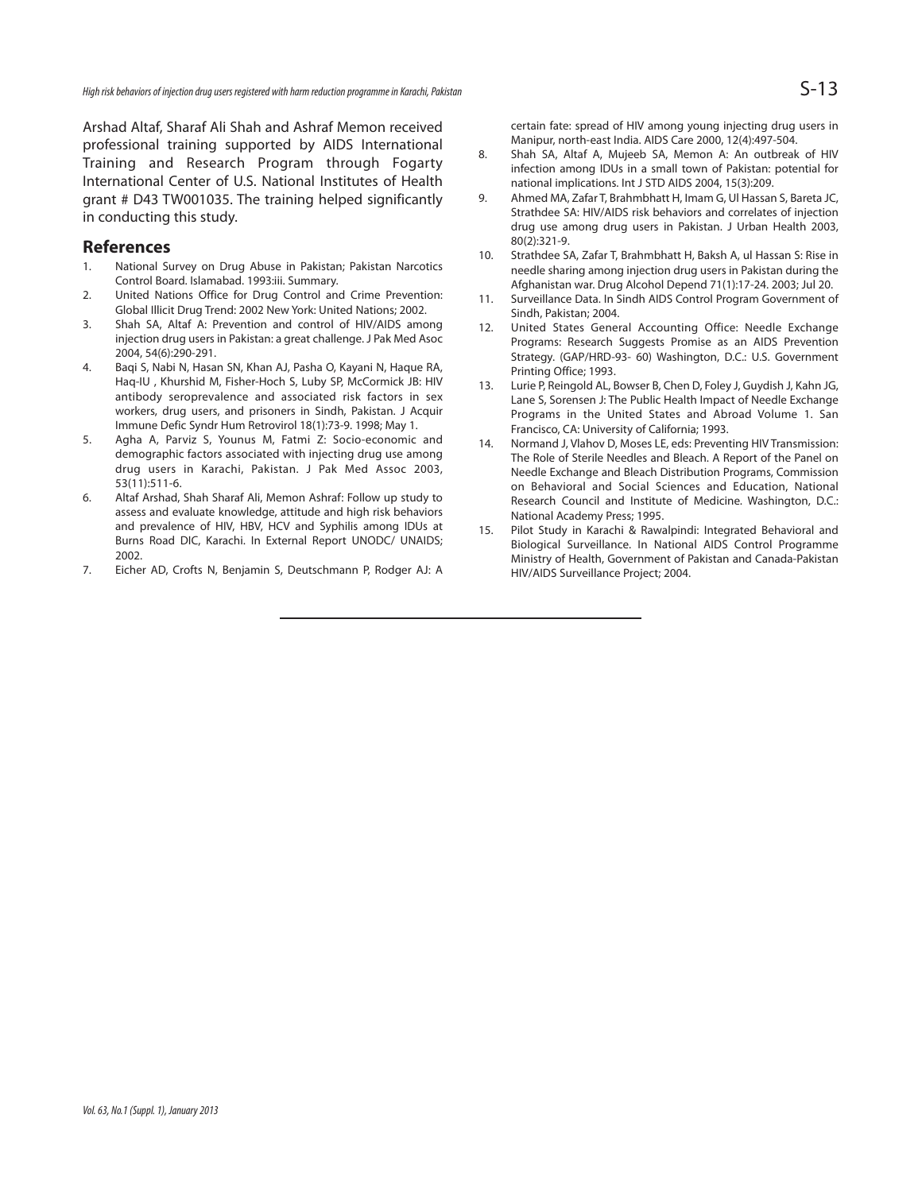Arshad Altaf, Sharaf Ali Shah and Ashraf Memon received professional training supported by AIDS International Training and Research Program through Fogarty International Center of U.S. National Institutes of Health grant # D43 TW001035. The training helped significantly in conducting this study.

## References

1. National Survey on Drug Abuse in Pakistan; Pakistan Narcotics Control Board. Islamabad. 1993:iii. Summary.
2. United Nations Office for Drug Control and Crime Prevention: Global Illicit Drug Trend: 2002 New York: United Nations; 2002.
3. Shah SA, Altaf A: Prevention and control of HIV/AIDS among injection drug users in Pakistan: a great challenge. J Pak Med Asoc 2004, 54(6):290-291.
4. Baqi S, Nabi N, Hasan SN, Khan AJ, Pasha O, Kayani N, Haque RA, Haq-IU , Khurshid M, Fisher-Hoch S, Luby SP, McCormick JB: HIV antibody seroprevalence and associated risk factors in sex workers, drug users, and prisoners in Sindh, Pakistan. J Acquir Immune Defic Syndr Hum Retrovirol 18(1):73-9. 1998; May 1.
5. Agha A, Parviz S, Younus M, Fatmi Z: Socio-economic and demographic factors associated with injecting drug use among drug users in Karachi, Pakistan. J Pak Med Assoc 2003, 53(11):511-6.
6. Altaf Arshad, Shah Sharaf Ali, Memon Ashraf: Follow up study to assess and evaluate knowledge, attitude and high risk behaviors and prevalence of HIV, HBV, HCV and Syphilis among IDUs at Burns Road DIC, Karachi. In External Report UNODC/ UNAIDS; 2002.
7. Eicher AD, Crofts N, Benjamin S, Deutschmann P, Rodger AJ: A certain fate: spread of HIV among young injecting drug users in Manipur, north-east India. AIDS Care 2000, 12(4):497-504.
8. Shah SA, Altaf A, Mujeeb SA, Memon A: An outbreak of HIV infection among IDUs in a small town of Pakistan: potential for national implications. Int J STD AIDS 2004, 15(3):209.
9. Ahmed MA, Zafar T, Brahmbhatt H, Imam G, Ul Hassan S, Bareta JC, Strathdee SA: HIV/AIDS risk behaviors and correlates of injection drug use among drug users in Pakistan. J Urban Health 2003, 80(2):321-9.
10. Strathdee SA, Zafar T, Brahmbhatt H, Baksh A, ul Hassan S: Rise in needle sharing among injection drug users in Pakistan during the Afghanistan war. Drug Alcohol Depend 71(1):17-24. 2003; Jul 20.
11. Surveillance Data. In Sindh AIDS Control Program Government of Sindh, Pakistan; 2004.
12. United States General Accounting Office: Needle Exchange Programs: Research Suggests Promise as an AIDS Prevention Strategy. (GAP/HRD-93- 60) Washington, D.C.: U.S. Government Printing Office; 1993.
13. Lurie P, Reingold AL, Bowser B, Chen D, Foley J, Guydish J, Kahn JG, Lane S, Sorensen J: The Public Health Impact of Needle Exchange Programs in the United States and Abroad Volume 1. San Francisco, CA: University of California; 1993.
14. Normand J, Vlahov D, Moses LE, eds: Preventing HIV Transmission: The Role of Sterile Needles and Bleach. A Report of the Panel on Needle Exchange and Bleach Distribution Programs, Commission on Behavioral and Social Sciences and Education, National Research Council and Institute of Medicine. Washington, D.C.: National Academy Press; 1995.
15. Pilot Study in Karachi & Rawalpindi: Integrated Behavioral and Biological Surveillance. In National AIDS Control Programme Ministry of Health, Government of Pakistan and Canada-Pakistan HIV/AIDS Surveillance Project; 2004.